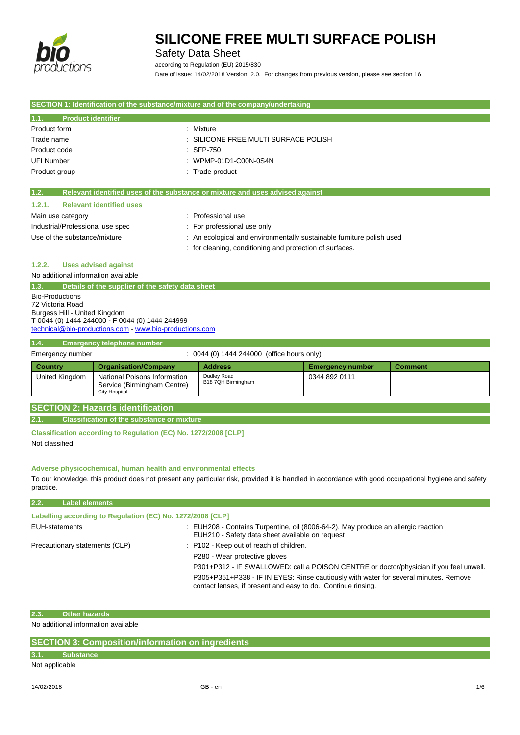# SILICONE FREE MULTI SURFACE POLISH

## Safety Data Sheet

according to Regulation (EU) 2015/830

Date of issue: 14/02/2018 Version: 2.0. For changes from previous version, please see section 16

## SECTION 1: Identification of the substance/mixture and of the company/undertaking

### 1.1. Product identifier

| | |
|---|---|
| Product form | : Mixture |
| Trade name | : SILICONE FREE MULTI SURFACE POLISH |
| Product code | : SFP-750 |
| UFI Number | : WPMP-01D1-C00N-0S4N |
| Product group | : Trade product |

### 1.2. Relevant identified uses of the substance or mixture and uses advised against

#### 1.2.1. Relevant identified uses

| | |
|---|---|
| Main use category | : Professional use |
| Industrial/Professional use spec | : For professional use only |
| Use of the substance/mixture | : An ecological and environmentally sustainable furniture polish used |
| | : for cleaning, conditioning and protection of surfaces. |

#### 1.2.2. Uses advised against

No additional information available

### 1.3. Details of the supplier of the safety data sheet

Bio-Productions
72 Victoria Road
Burgess Hill - United Kingdom
T 0044 (0) 1444 244000 - F 0044 (0) 1444 244999
technical@bio-productions.com - www.bio-productions.com

### 1.4. Emergency telephone number

Emergency number : 0044 (0) 1444 244000 (office hours only)

| Country | Organisation/Company | Address | Emergency number | Comment |
|---|---|---|---|---|
| United Kingdom | National Poisons Information Service (Birmingham Centre) City Hospital | Dudley Road B18 7QH Birmingham | 0344 892 0111 | |

## SECTION 2: Hazards identification

### 2.1. Classification of the substance or mixture

**Classification according to Regulation (EC) No. 1272/2008 [CLP]**

Not classified

**Adverse physicochemical, human health and environmental effects**

To our knowledge, this product does not present any particular risk, provided it is handled in accordance with good occupational hygiene and safety practice.

### 2.2. Label elements

**Labelling according to Regulation (EC) No. 1272/2008 [CLP]**

| | |
|---|---|
| EUH-statements | : EUH208 - Contains Turpentine, oil (8006-64-2). May produce an allergic reaction<br>EUH210 - Safety data sheet available on request |
| Precautionary statements (CLP) | : P102 - Keep out of reach of children. |
| | P280 - Wear protective gloves |
| | P301+P312 - IF SWALLOWED: call a POISON CENTRE or doctor/physician if you feel unwell. |
| | P305+P351+P338 - IF IN EYES: Rinse cautiously with water for several minutes. Remove contact lenses, if present and easy to do. Continue rinsing. |

### 2.3. Other hazards

No additional information available

## SECTION 3: Composition/information on ingredients

### 3.1. Substance

Not applicable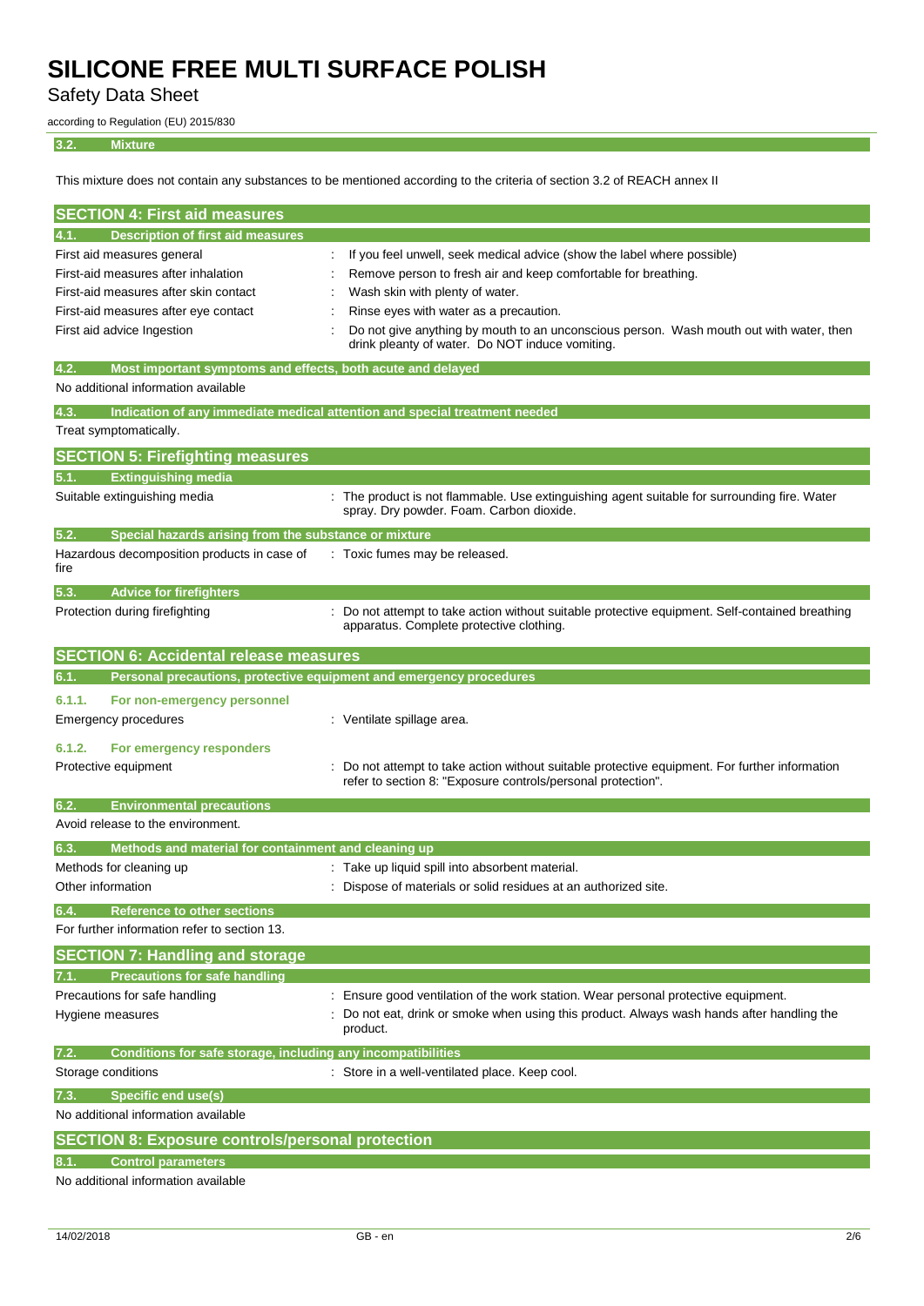### 3.2. Mixture

This mixture does not contain any substances to be mentioned according to the criteria of section 3.2 of REACH annex II

## SECTION 4: First aid measures

### 4.1. Description of first aid measures

| | |
|---|---|
| First aid measures general | : If you feel unwell, seek medical advice (show the label where possible) |
| First-aid measures after inhalation | : Remove person to fresh air and keep comfortable for breathing. |
| First-aid measures after skin contact | : Wash skin with plenty of water. |
| First-aid measures after eye contact | : Rinse eyes with water as a precaution. |
| First aid advice Ingestion | : Do not give anything by mouth to an unconscious person. Wash mouth out with water, then drink pleanty of water. Do NOT induce vomiting. |

### 4.2. Most important symptoms and effects, both acute and delayed

No additional information available

### 4.3. Indication of any immediate medical attention and special treatment needed

Treat symptomatically.

## SECTION 5: Firefighting measures

### 5.1. Extinguishing media

| | |
|---|---|
| Suitable extinguishing media | : The product is not flammable. Use extinguishing agent suitable for surrounding fire. Water spray. Dry powder. Foam. Carbon dioxide. |

### 5.2. Special hazards arising from the substance or mixture

| | |
|---|---|
| Hazardous decomposition products in case of fire | : Toxic fumes may be released. |

### 5.3. Advice for firefighters

| | |
|---|---|
| Protection during firefighting | : Do not attempt to take action without suitable protective equipment. Self-contained breathing apparatus. Complete protective clothing. |

## SECTION 6: Accidental release measures

### 6.1. Personal precautions, protective equipment and emergency procedures

#### 6.1.1. For non-emergency personnel

| | |
|---|---|
| Emergency procedures | : Ventilate spillage area. |

#### 6.1.2. For emergency responders

| | |
|---|---|
| Protective equipment | : Do not attempt to take action without suitable protective equipment. For further information refer to section 8: "Exposure controls/personal protection". |

### 6.2. Environmental precautions

Avoid release to the environment.

### 6.3. Methods and material for containment and cleaning up

| | |
|---|---|
| Methods for cleaning up | : Take up liquid spill into absorbent material. |
| Other information | : Dispose of materials or solid residues at an authorized site. |

### 6.4. Reference to other sections

For further information refer to section 13.

## SECTION 7: Handling and storage

### 7.1. Precautions for safe handling

| | |
|---|---|
| Precautions for safe handling | : Ensure good ventilation of the work station. Wear personal protective equipment. |
| Hygiene measures | : Do not eat, drink or smoke when using this product. Always wash hands after handling the product. |

### 7.2. Conditions for safe storage, including any incompatibilities

| | |
|---|---|
| Storage conditions | : Store in a well-ventilated place. Keep cool. |

### 7.3. Specific end use(s)

No additional information available

## SECTION 8: Exposure controls/personal protection

### 8.1. Control parameters

No additional information available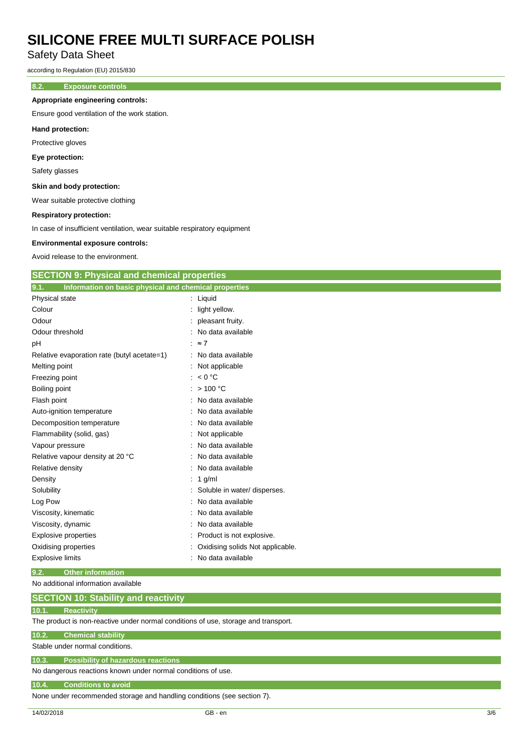### 8.2. Exposure controls

**Appropriate engineering controls:**

Ensure good ventilation of the work station.

**Hand protection:**

Protective gloves

**Eye protection:**

Safety glasses

**Skin and body protection:**

Wear suitable protective clothing

**Respiratory protection:**

In case of insufficient ventilation, wear suitable respiratory equipment

**Environmental exposure controls:**

Avoid release to the environment.

## SECTION 9: Physical and chemical properties

### 9.1. Information on basic physical and chemical properties

| Property | Value |
|---|---|
| Physical state | Liquid |
| Colour | light yellow. |
| Odour | pleasant fruity. |
| Odour threshold | No data available |
| pH | ≈ 7 |
| Relative evaporation rate (butyl acetate=1) | No data available |
| Melting point | Not applicable |
| Freezing point | < 0 °C |
| Boiling point | > 100 °C |
| Flash point | No data available |
| Auto-ignition temperature | No data available |
| Decomposition temperature | No data available |
| Flammability (solid, gas) | Not applicable |
| Vapour pressure | No data available |
| Relative vapour density at 20 °C | No data available |
| Relative density | No data available |
| Density | 1 g/ml |
| Solubility | Soluble in water/ disperses. |
| Log Pow | No data available |
| Viscosity, kinematic | No data available |
| Viscosity, dynamic | No data available |
| Explosive properties | Product is not explosive. |
| Oxidising properties | Oxidising solids Not applicable. |
| Explosive limits | No data available |

### 9.2. Other information

No additional information available

## SECTION 10: Stability and reactivity

### 10.1. Reactivity

The product is non-reactive under normal conditions of use, storage and transport.

### 10.2. Chemical stability

Stable under normal conditions.

### 10.3. Possibility of hazardous reactions

No dangerous reactions known under normal conditions of use.

### 10.4. Conditions to avoid

None under recommended storage and handling conditions (see section 7).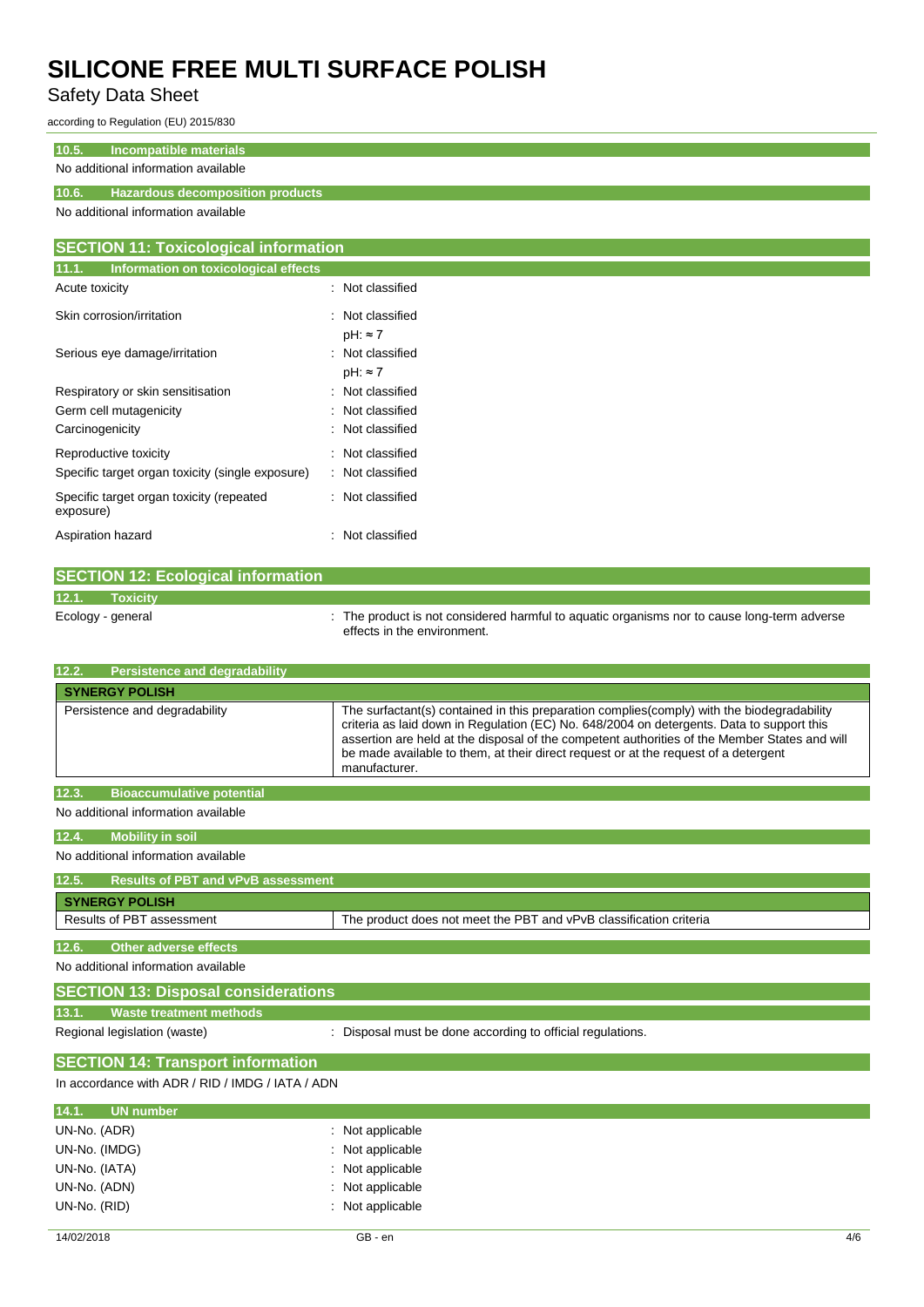### 10.5. Incompatible materials

No additional information available

### 10.6. Hazardous decomposition products

No additional information available

## SECTION 11: Toxicological information

### 11.1. Information on toxicological effects

| | |
|---|---|
| Acute toxicity | : Not classified |
| Skin corrosion/irritation | : Not classified<br>pH: ≈ 7 |
| Serious eye damage/irritation | : Not classified<br>pH: ≈ 7 |
| Respiratory or skin sensitisation | : Not classified |
| Germ cell mutagenicity | : Not classified |
| Carcinogenicity | : Not classified |
| Reproductive toxicity | : Not classified |
| Specific target organ toxicity (single exposure) | : Not classified |
| Specific target organ toxicity (repeated exposure) | : Not classified |
| Aspiration hazard | : Not classified |

## SECTION 12: Ecological information

### 12.1. Toxicity

Ecology - general : The product is not considered harmful to aquatic organisms nor to cause long-term adverse effects in the environment.

### 12.2. Persistence and degradability

| **SYNERGY POLISH** | |
|---|---|
| Persistence and degradability | The surfactant(s) contained in this preparation complies(comply) with the biodegradability criteria as laid down in Regulation (EC) No. 648/2004 on detergents. Data to support this assertion are held at the disposal of the competent authorities of the Member States and will be made available to them, at their direct request or at the request of a detergent manufacturer. |

### 12.3. Bioaccumulative potential

No additional information available

### 12.4. Mobility in soil

No additional information available

### 12.5. Results of PBT and vPvB assessment

| **SYNERGY POLISH** | |
|---|---|
| Results of PBT assessment | The product does not meet the PBT and vPvB classification criteria |

### 12.6. Other adverse effects

No additional information available

## SECTION 13: Disposal considerations

### 13.1. Waste treatment methods

Regional legislation (waste) : Disposal must be done according to official regulations.

## SECTION 14: Transport information

In accordance with ADR / RID / IMDG / IATA / ADN

### 14.1. UN number

| | |
|---|---|
| UN-No. (ADR) | : Not applicable |
| UN-No. (IMDG) | : Not applicable |
| UN-No. (IATA) | : Not applicable |
| UN-No. (ADN) | : Not applicable |
| UN-No. (RID) | : Not applicable |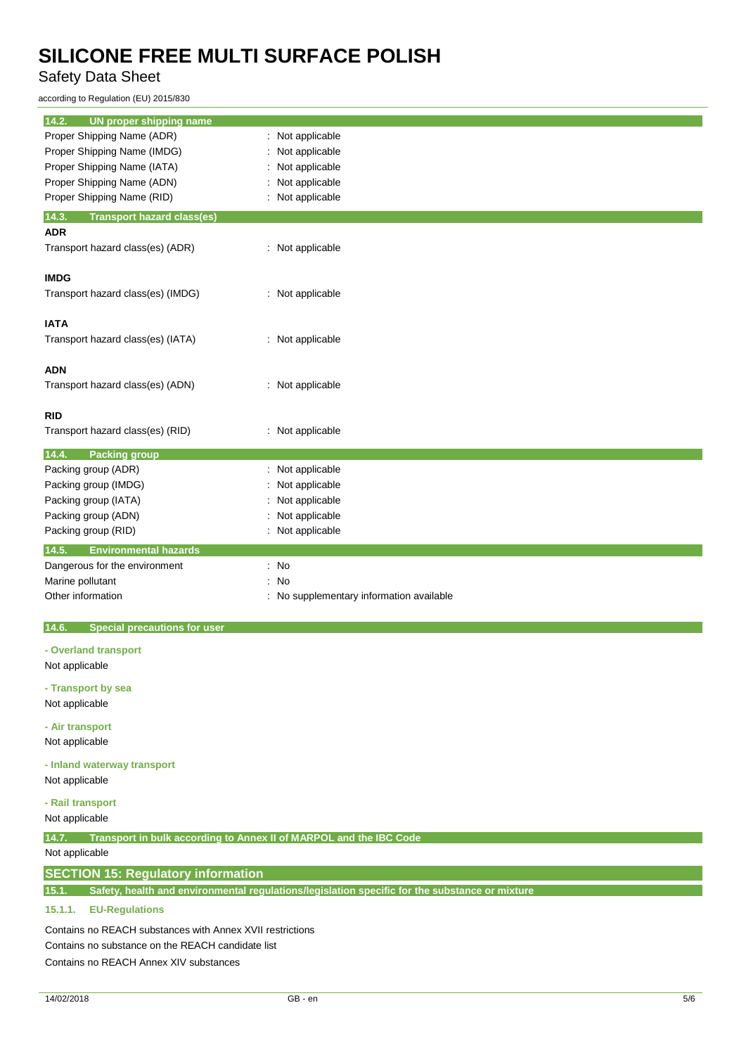### 14.2. UN proper shipping name

| | |
|---|---|
| Proper Shipping Name (ADR) | : Not applicable |
| Proper Shipping Name (IMDG) | : Not applicable |
| Proper Shipping Name (IATA) | : Not applicable |
| Proper Shipping Name (ADN) | : Not applicable |
| Proper Shipping Name (RID) | : Not applicable |

### 14.3. Transport hazard class(es)

**ADR**

Transport hazard class(es) (ADR) : Not applicable

**IMDG**

Transport hazard class(es) (IMDG) : Not applicable

**IATA**

Transport hazard class(es) (IATA) : Not applicable

**ADN**

Transport hazard class(es) (ADN) : Not applicable

**RID**

Transport hazard class(es) (RID) : Not applicable

### 14.4. Packing group

| | |
|---|---|
| Packing group (ADR) | : Not applicable |
| Packing group (IMDG) | : Not applicable |
| Packing group (IATA) | : Not applicable |
| Packing group (ADN) | : Not applicable |
| Packing group (RID) | : Not applicable |

### 14.5. Environmental hazards

| | |
|---|---|
| Dangerous for the environment | : No |
| Marine pollutant | : No |
| Other information | : No supplementary information available |

### 14.6. Special precautions for user

**- Overland transport**

Not applicable

**- Transport by sea**

Not applicable

**- Air transport**

Not applicable

**- Inland waterway transport**

Not applicable

**- Rail transport**

Not applicable

### 14.7. Transport in bulk according to Annex II of MARPOL and the IBC Code

Not applicable

## SECTION 15: Regulatory information

### 15.1. Safety, health and environmental regulations/legislation specific for the substance or mixture

#### 15.1.1. EU-Regulations

Contains no REACH substances with Annex XVII restrictions

Contains no substance on the REACH candidate list

Contains no REACH Annex XIV substances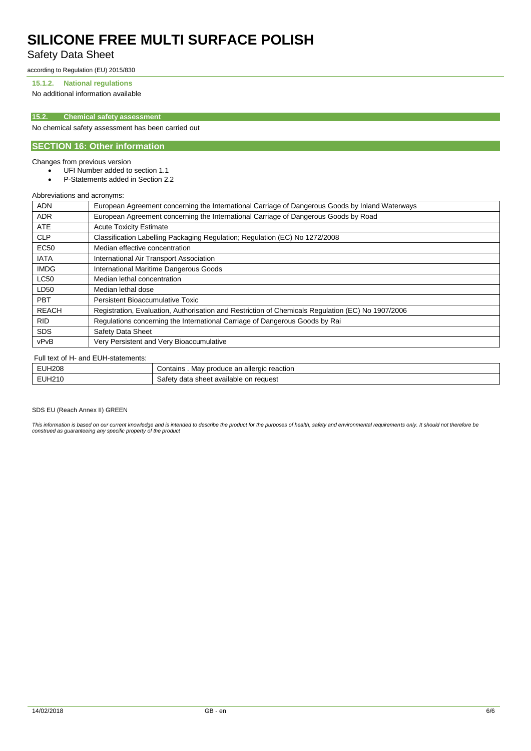#### 15.1.2. National regulations

No additional information available

### 15.2. Chemical safety assessment

No chemical safety assessment has been carried out

## SECTION 16: Other information

Changes from previous version

- UFI Number added to section 1.1
- P-Statements added in Section 2.2

Abbreviations and acronyms:

| | |
|---|---|
| ADN | European Agreement concerning the International Carriage of Dangerous Goods by Inland Waterways |
| ADR | European Agreement concerning the International Carriage of Dangerous Goods by Road |
| ATE | Acute Toxicity Estimate |
| CLP | Classification Labelling Packaging Regulation; Regulation (EC) No 1272/2008 |
| EC50 | Median effective concentration |
| IATA | International Air Transport Association |
| IMDG | International Maritime Dangerous Goods |
| LC50 | Median lethal concentration |
| LD50 | Median lethal dose |
| PBT | Persistent Bioaccumulative Toxic |
| REACH | Registration, Evaluation, Authorisation and Restriction of Chemicals Regulation (EC) No 1907/2006 |
| RID | Regulations concerning the International Carriage of Dangerous Goods by Rai |
| SDS | Safety Data Sheet |
| vPvB | Very Persistent and Very Bioaccumulative |

Full text of H- and EUH-statements:

| | |
|---|---|
| EUH208 | Contains . May produce an allergic reaction |
| EUH210 | Safety data sheet available on request |

SDS EU (Reach Annex II) GREEN

*This information is based on our current knowledge and is intended to describe the product for the purposes of health, safety and environmental requirements only. It should not therefore be construed as guaranteeing any specific property of the product*